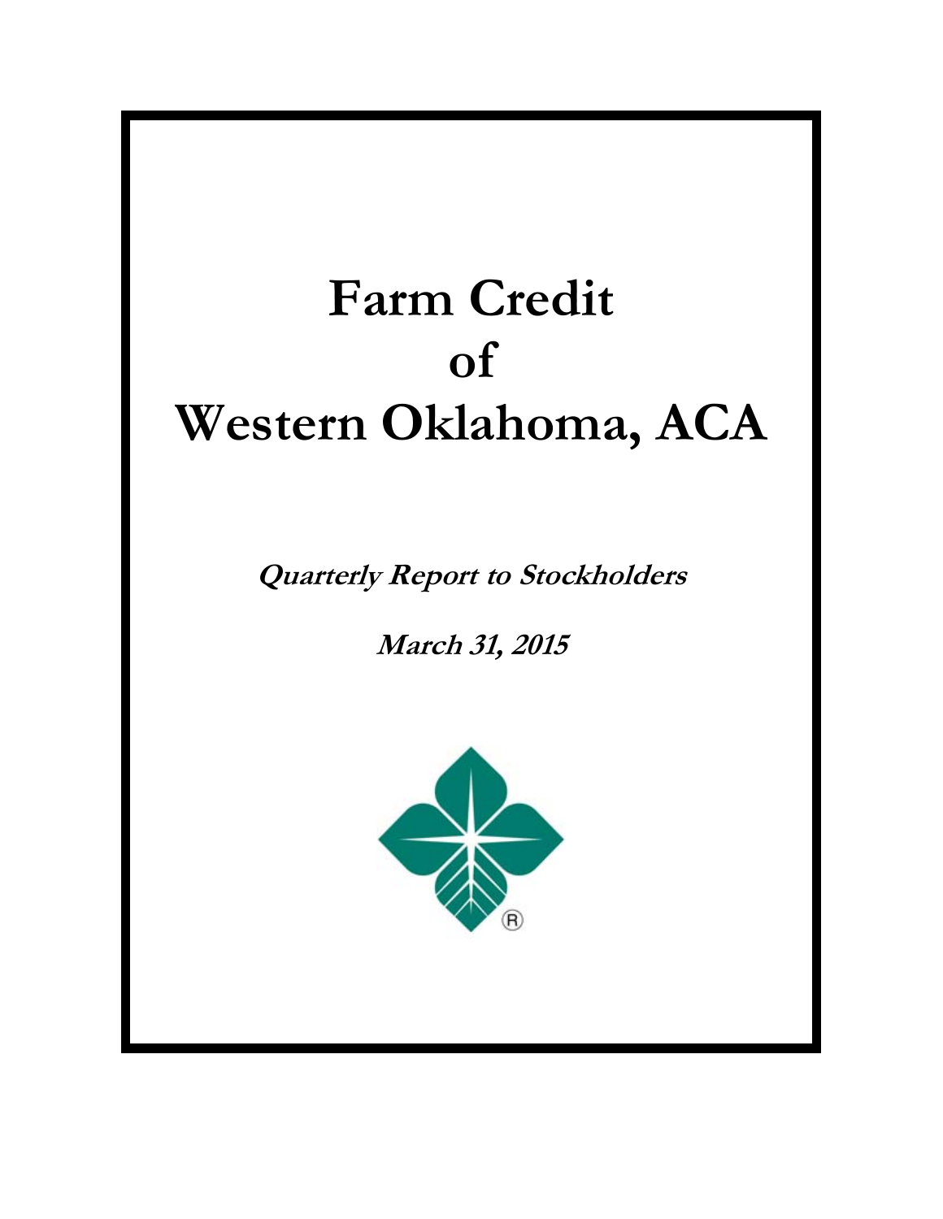# Farm Credit of Western Oklahoma, ACA

***Quarterly Report to Stockholders***

***March 31, 2015***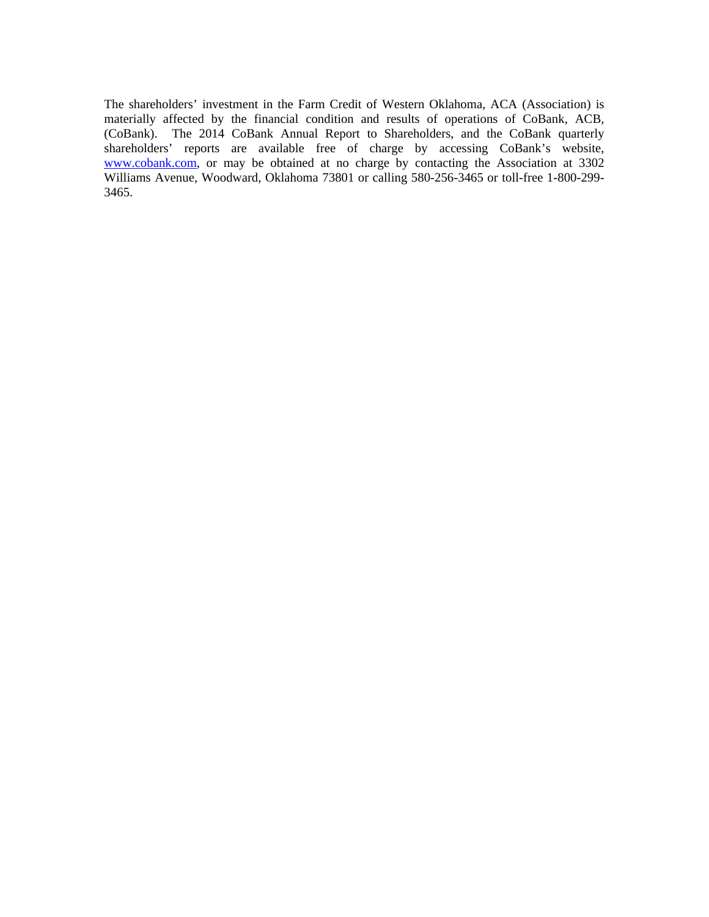The shareholders' investment in the Farm Credit of Western Oklahoma, ACA (Association) is materially affected by the financial condition and results of operations of CoBank, ACB, (CoBank). The 2014 CoBank Annual Report to Shareholders, and the CoBank quarterly shareholders' reports are available free of charge by accessing CoBank's website, www.cobank.com, or may be obtained at no charge by contacting the Association at 3302 Williams Avenue, Woodward, Oklahoma 73801 or calling 580-256-3465 or toll-free 1-800-299-3465.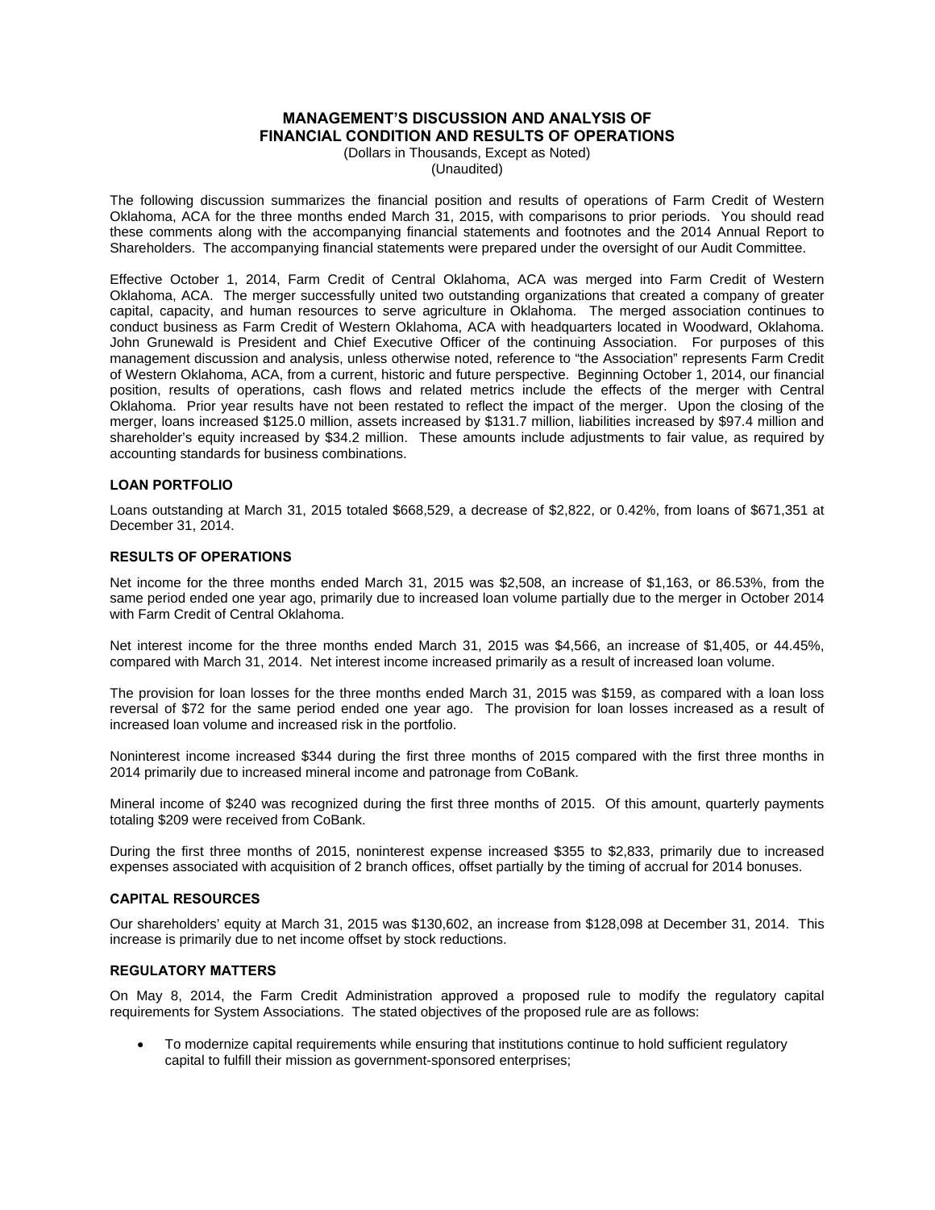# MANAGEMENT'S DISCUSSION AND ANALYSIS OF FINANCIAL CONDITION AND RESULTS OF OPERATIONS

(Dollars in Thousands, Except as Noted)
(Unaudited)

The following discussion summarizes the financial position and results of operations of Farm Credit of Western Oklahoma, ACA for the three months ended March 31, 2015, with comparisons to prior periods. You should read these comments along with the accompanying financial statements and footnotes and the 2014 Annual Report to Shareholders. The accompanying financial statements were prepared under the oversight of our Audit Committee.

Effective October 1, 2014, Farm Credit of Central Oklahoma, ACA was merged into Farm Credit of Western Oklahoma, ACA. The merger successfully united two outstanding organizations that created a company of greater capital, capacity, and human resources to serve agriculture in Oklahoma. The merged association continues to conduct business as Farm Credit of Western Oklahoma, ACA with headquarters located in Woodward, Oklahoma. John Grunewald is President and Chief Executive Officer of the continuing Association. For purposes of this management discussion and analysis, unless otherwise noted, reference to "the Association" represents Farm Credit of Western Oklahoma, ACA, from a current, historic and future perspective. Beginning October 1, 2014, our financial position, results of operations, cash flows and related metrics include the effects of the merger with Central Oklahoma. Prior year results have not been restated to reflect the impact of the merger. Upon the closing of the merger, loans increased $125.0 million, assets increased by $131.7 million, liabilities increased by $97.4 million and shareholder's equity increased by $34.2 million. These amounts include adjustments to fair value, as required by accounting standards for business combinations.

## LOAN PORTFOLIO

Loans outstanding at March 31, 2015 totaled $668,529, a decrease of $2,822, or 0.42%, from loans of $671,351 at December 31, 2014.

## RESULTS OF OPERATIONS

Net income for the three months ended March 31, 2015 was $2,508, an increase of $1,163, or 86.53%, from the same period ended one year ago, primarily due to increased loan volume partially due to the merger in October 2014 with Farm Credit of Central Oklahoma.

Net interest income for the three months ended March 31, 2015 was $4,566, an increase of $1,405, or 44.45%, compared with March 31, 2014. Net interest income increased primarily as a result of increased loan volume.

The provision for loan losses for the three months ended March 31, 2015 was $159, as compared with a loan loss reversal of $72 for the same period ended one year ago. The provision for loan losses increased as a result of increased loan volume and increased risk in the portfolio.

Noninterest income increased $344 during the first three months of 2015 compared with the first three months in 2014 primarily due to increased mineral income and patronage from CoBank.

Mineral income of $240 was recognized during the first three months of 2015. Of this amount, quarterly payments totaling $209 were received from CoBank.

During the first three months of 2015, noninterest expense increased $355 to $2,833, primarily due to increased expenses associated with acquisition of 2 branch offices, offset partially by the timing of accrual for 2014 bonuses.

## CAPITAL RESOURCES

Our shareholders' equity at March 31, 2015 was $130,602, an increase from $128,098 at December 31, 2014. This increase is primarily due to net income offset by stock reductions.

## REGULATORY MATTERS

On May 8, 2014, the Farm Credit Administration approved a proposed rule to modify the regulatory capital requirements for System Associations. The stated objectives of the proposed rule are as follows:

- To modernize capital requirements while ensuring that institutions continue to hold sufficient regulatory capital to fulfill their mission as government-sponsored enterprises;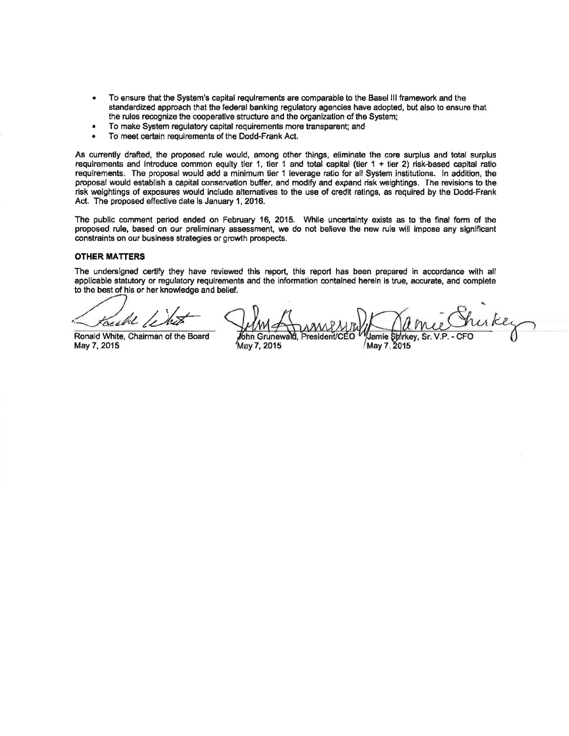- To ensure that the System's capital requirements are comparable to the Basel III framework and the standardized approach that the federal banking regulatory agencies have adopted, but also to ensure that the rules recognize the cooperative structure and the organization of the System;
- To make System regulatory capital requirements more transparent; and
- To meet certain requirements of the Dodd-Frank Act.

As currently drafted, the proposed rule would, among other things, eliminate the core surplus and total surplus requirements and introduce common equity tier 1, tier 1 and total capital (tier 1 + tier 2) risk-based capital ratio requirements. The proposal would add a minimum tier 1 leverage ratio for all System institutions. In addition, the proposal would establish a capital conservation buffer, and modify and expand risk weightings. The revisions to the risk weightings of exposures would include alternatives to the use of credit ratings, as required by the Dodd-Frank Act. The proposed effective date is January 1, 2016.

The public comment period ended on February 16, 2015. While uncertainty exists as to the final form of the proposed rule, based on our preliminary assessment, we do not believe the new rule will impose any significant constraints on our business strategies or growth prospects.

**OTHER MATTERS**

The undersigned certify they have reviewed this report, this report has been prepared in accordance with all applicable statutory or regulatory requirements and the information contained herein is true, accurate, and complete to the best of his or her knowledge and belief.

| Ronald White, Chairman of the Board | John Grunewald, President/CEO | Jamie Shirkey, Sr. V.P. - CFO |
|---|---|---|
| May 7, 2015 | May 7, 2015 | May 7, 2015 |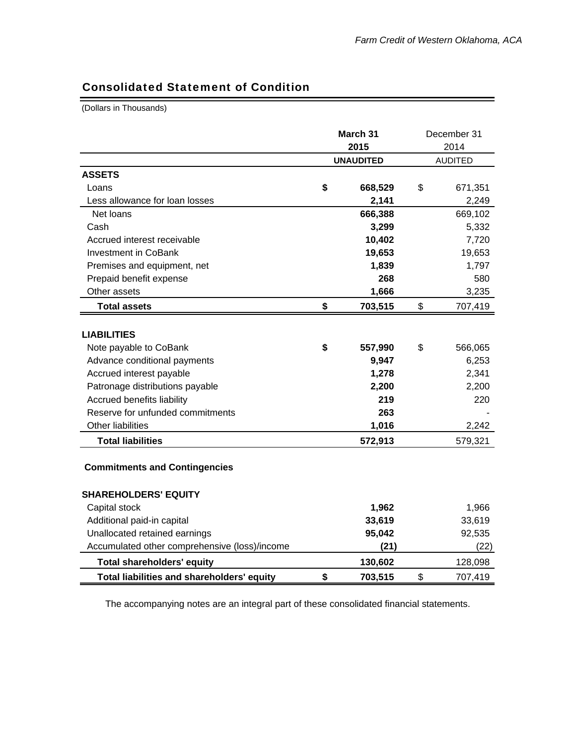## Consolidated Statement of Condition

(Dollars in Thousands)

| | March 31 2015 UNAUDITED | December 31 2014 AUDITED |
|---|---|---|
| **ASSETS** | | |
| Loans | $ 668,529 | $ 671,351 |
| Less allowance for loan losses | 2,141 | 2,249 |
| Net loans | 666,388 | 669,102 |
| Cash | 3,299 | 5,332 |
| Accrued interest receivable | 10,402 | 7,720 |
| Investment in CoBank | 19,653 | 19,653 |
| Premises and equipment, net | 1,839 | 1,797 |
| Prepaid benefit expense | 268 | 580 |
| Other assets | 1,666 | 3,235 |
| **Total assets** | $ 703,515 | $ 707,419 |
| | | |
| **LIABILITIES** | | |
| Note payable to CoBank | $ 557,990 | $ 566,065 |
| Advance conditional payments | 9,947 | 6,253 |
| Accrued interest payable | 1,278 | 2,341 |
| Patronage distributions payable | 2,200 | 2,200 |
| Accrued benefits liability | 219 | 220 |
| Reserve for unfunded commitments | 263 | - |
| Other liabilities | 1,016 | 2,242 |
| **Total liabilities** | 572,913 | 579,321 |
| | | |
| **Commitments and Contingencies** | | |
| | | |
| **SHAREHOLDERS' EQUITY** | | |
| Capital stock | 1,962 | 1,966 |
| Additional paid-in capital | 33,619 | 33,619 |
| Unallocated retained earnings | 95,042 | 92,535 |
| Accumulated other comprehensive (loss)/income | (21) | (22) |
| **Total shareholders' equity** | 130,602 | 128,098 |
| **Total liabilities and shareholders' equity** | $ 703,515 | $ 707,419 |

The accompanying notes are an integral part of these consolidated financial statements.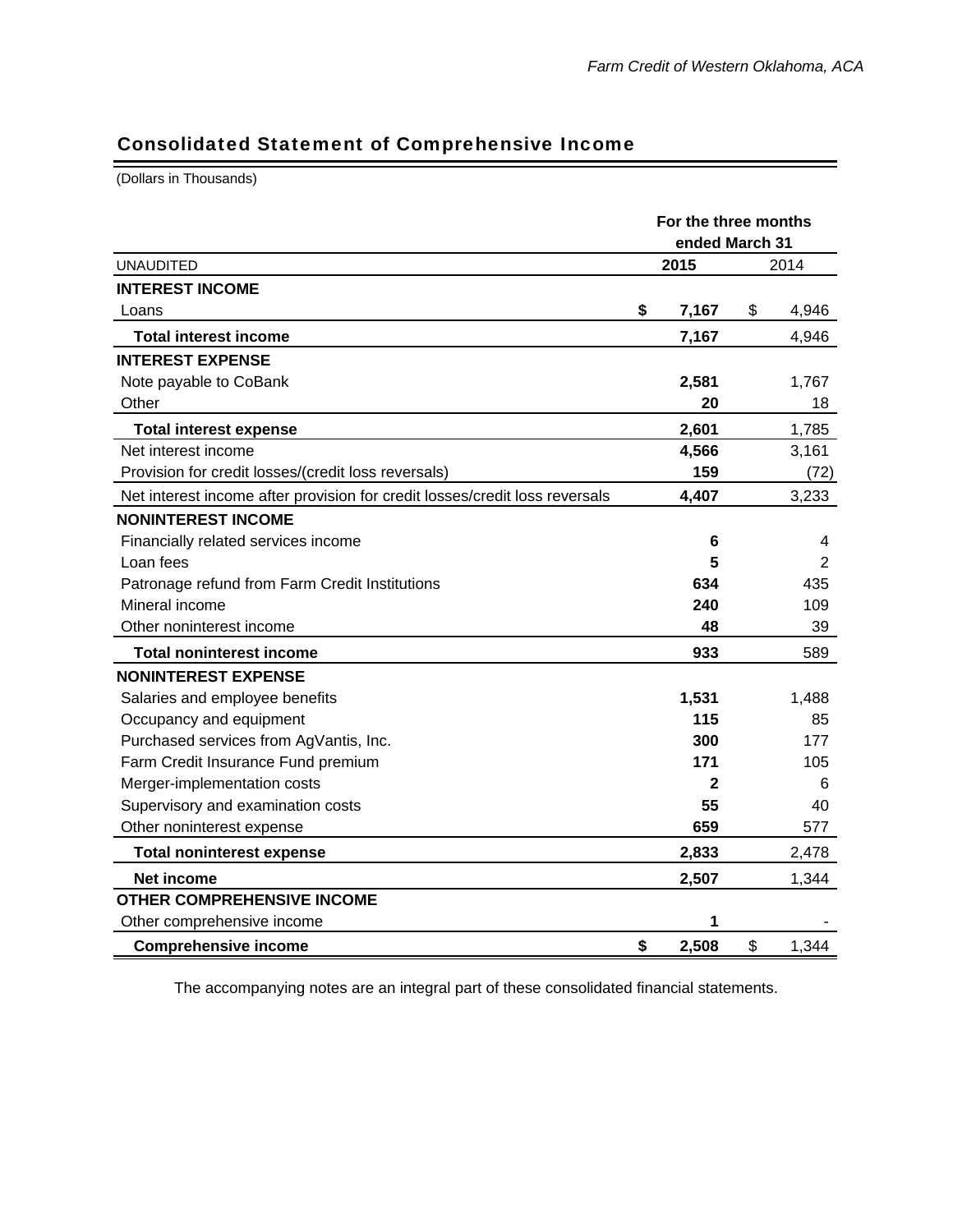## Consolidated Statement of Comprehensive Income

(Dollars in Thousands)

| UNAUDITED | For the three months ended March 31 | |
|---|---|---|
| | **2015** | 2014 |
| **INTEREST INCOME** | | |
| Loans | **$ 7,167** | $ 4,946 |
| **Total interest income** | **7,167** | 4,946 |
| **INTEREST EXPENSE** | | |
| Note payable to CoBank | **2,581** | 1,767 |
| Other | **20** | 18 |
| **Total interest expense** | **2,601** | 1,785 |
| Net interest income | **4,566** | 3,161 |
| Provision for credit losses/(credit loss reversals) | **159** | (72) |
| Net interest income after provision for credit losses/credit loss reversals | **4,407** | 3,233 |
| **NONINTEREST INCOME** | | |
| Financially related services income | **6** | 4 |
| Loan fees | **5** | 2 |
| Patronage refund from Farm Credit Institutions | **634** | 435 |
| Mineral income | **240** | 109 |
| Other noninterest income | **48** | 39 |
| **Total noninterest income** | **933** | 589 |
| **NONINTEREST EXPENSE** | | |
| Salaries and employee benefits | **1,531** | 1,488 |
| Occupancy and equipment | **115** | 85 |
| Purchased services from AgVantis, Inc. | **300** | 177 |
| Farm Credit Insurance Fund premium | **171** | 105 |
| Merger-implementation costs | **2** | 6 |
| Supervisory and examination costs | **55** | 40 |
| Other noninterest expense | **659** | 577 |
| **Total noninterest expense** | **2,833** | 2,478 |
| **Net income** | **2,507** | 1,344 |
| **OTHER COMPREHENSIVE INCOME** | | |
| Other comprehensive income | **1** | - |
| **Comprehensive income** | **$ 2,508** | $ 1,344 |

The accompanying notes are an integral part of these consolidated financial statements.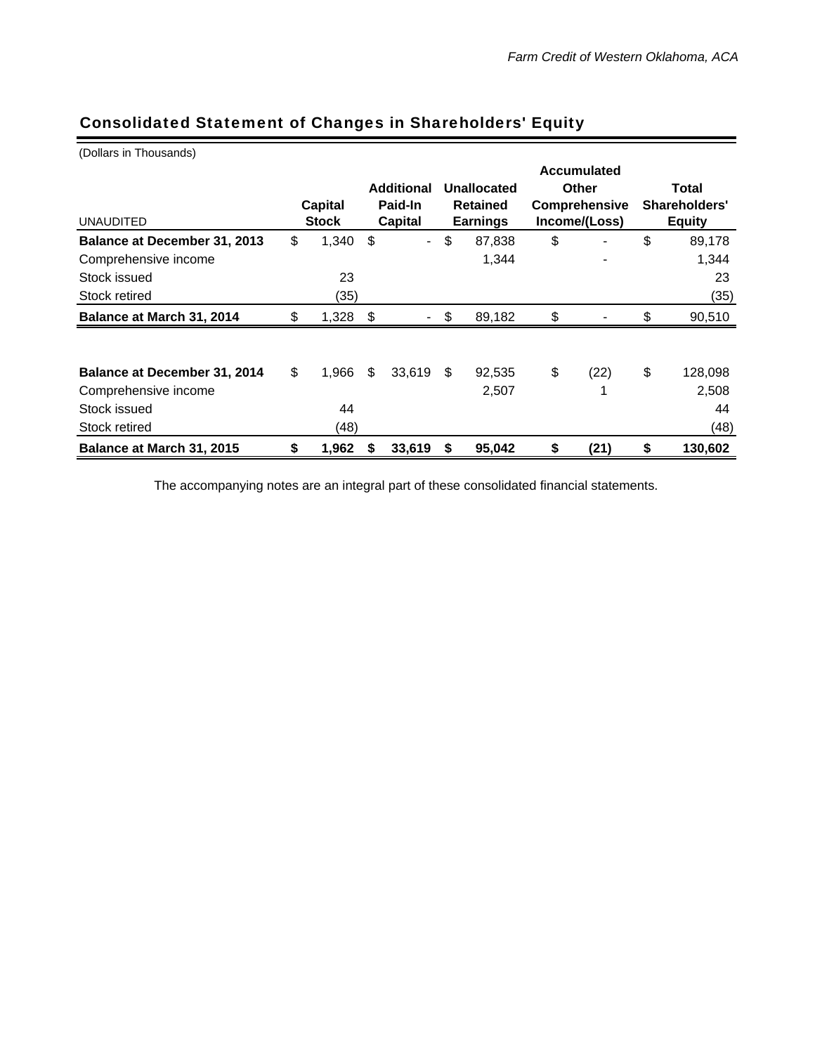## Consolidated Statement of Changes in Shareholders' Equity

(Dollars in Thousands)

| UNAUDITED | Capital Stock | Additional Paid-In Capital | Unallocated Retained Earnings | Accumulated Other Comprehensive Income/(Loss) | Total Shareholders' Equity |
|---|---|---|---|---|---|
| **Balance at December 31, 2013** | $ 1,340 | $ - | $ 87,838 | $ - | $ 89,178 |
| Comprehensive income | | | 1,344 | - | 1,344 |
| Stock issued | 23 | | | | 23 |
| Stock retired | (35) | | | | (35) |
| **Balance at March 31, 2014** | $ 1,328 | $ - | $ 89,182 | $ - | $ 90,510 |
| | | | | | |
| **Balance at December 31, 2014** | $ 1,966 | $ 33,619 | $ 92,535 | $ (22) | $ 128,098 |
| Comprehensive income | | | 2,507 | 1 | 2,508 |
| Stock issued | 44 | | | | 44 |
| Stock retired | (48) | | | | (48) |
| **Balance at March 31, 2015** | **$ 1,962** | **$ 33,619** | **$ 95,042** | **$ (21)** | **$ 130,602** |

The accompanying notes are an integral part of these consolidated financial statements.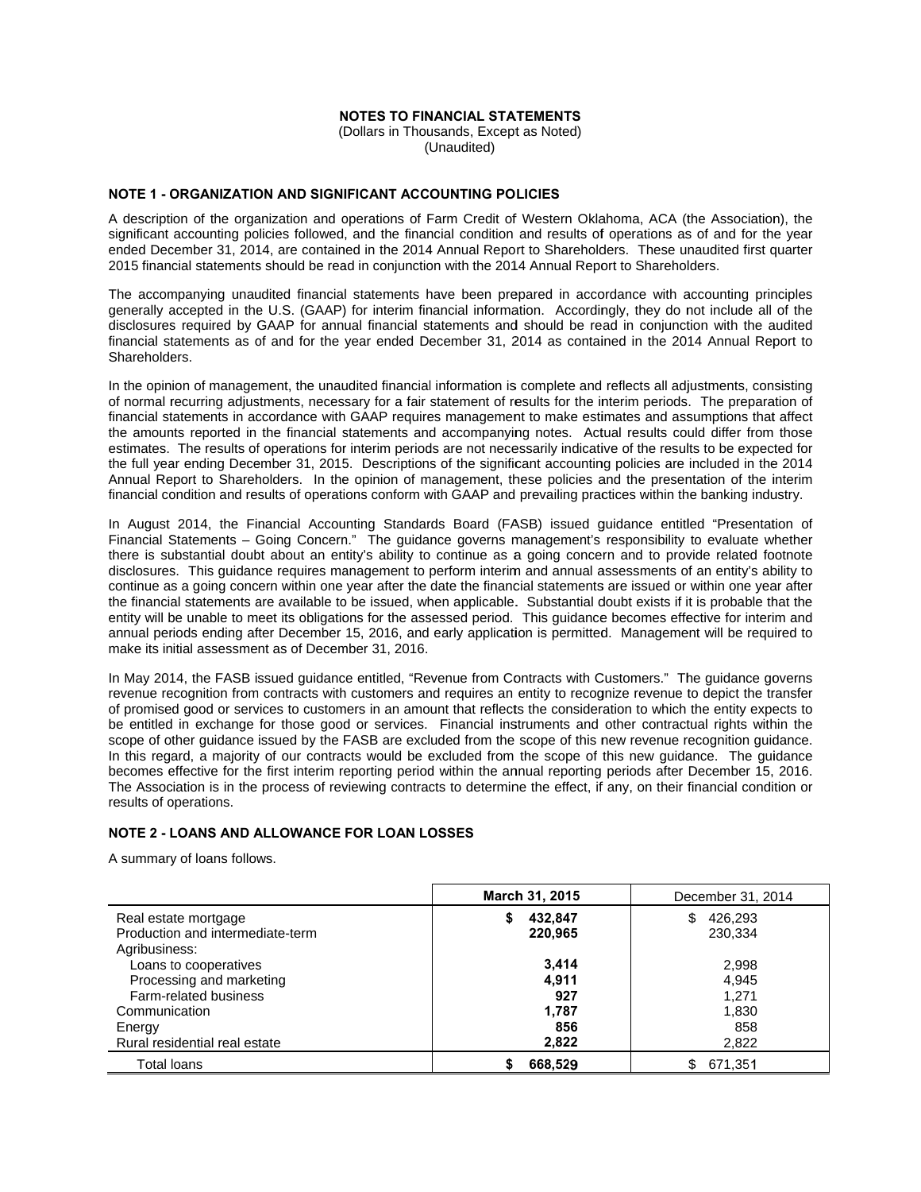**NOTES TO FINANCIAL STATEMENTS**
(Dollars in Thousands, Except as Noted)
(Unaudited)

## NOTE 1 - ORGANIZATION AND SIGNIFICANT ACCOUNTING POLICIES

A description of the organization and operations of Farm Credit of Western Oklahoma, ACA (the Association), the significant accounting policies followed, and the financial condition and results of operations as of and for the year ended December 31, 2014, are contained in the 2014 Annual Report to Shareholders. These unaudited first quarter 2015 financial statements should be read in conjunction with the 2014 Annual Report to Shareholders.

The accompanying unaudited financial statements have been prepared in accordance with accounting principles generally accepted in the U.S. (GAAP) for interim financial information. Accordingly, they do not include all of the disclosures required by GAAP for annual financial statements and should be read in conjunction with the audited financial statements as of and for the year ended December 31, 2014 as contained in the 2014 Annual Report to Shareholders.

In the opinion of management, the unaudited financial information is complete and reflects all adjustments, consisting of normal recurring adjustments, necessary for a fair statement of results for the interim periods. The preparation of financial statements in accordance with GAAP requires management to make estimates and assumptions that affect the amounts reported in the financial statements and accompanying notes. Actual results could differ from those estimates. The results of operations for interim periods are not necessarily indicative of the results to be expected for the full year ending December 31, 2015. Descriptions of the significant accounting policies are included in the 2014 Annual Report to Shareholders. In the opinion of management, these policies and the presentation of the interim financial condition and results of operations conform with GAAP and prevailing practices within the banking industry.

In August 2014, the Financial Accounting Standards Board (FASB) issued guidance entitled "Presentation of Financial Statements – Going Concern." The guidance governs management's responsibility to evaluate whether there is substantial doubt about an entity's ability to continue as a going concern and to provide related footnote disclosures. This guidance requires management to perform interim and annual assessments of an entity's ability to continue as a going concern within one year after the date the financial statements are issued or within one year after the financial statements are available to be issued, when applicable. Substantial doubt exists if it is probable that the entity will be unable to meet its obligations for the assessed period. This guidance becomes effective for interim and annual periods ending after December 15, 2016, and early application is permitted. Management will be required to make its initial assessment as of December 31, 2016.

In May 2014, the FASB issued guidance entitled, "Revenue from Contracts with Customers." The guidance governs revenue recognition from contracts with customers and requires an entity to recognize revenue to depict the transfer of promised good or services to customers in an amount that reflects the consideration to which the entity expects to be entitled in exchange for those good or services. Financial instruments and other contractual rights within the scope of other guidance issued by the FASB are excluded from the scope of this new revenue recognition guidance. In this regard, a majority of our contracts would be excluded from the scope of this new guidance. The guidance becomes effective for the first interim reporting period within the annual reporting periods after December 15, 2016. The Association is in the process of reviewing contracts to determine the effect, if any, on their financial condition or results of operations.

## NOTE 2 - LOANS AND ALLOWANCE FOR LOAN LOSSES

A summary of loans follows.

| | March 31, 2015 | December 31, 2014 |
|---|---|---|
| Real estate mortgage | $ 432,847 | $ 426,293 |
| Production and intermediate-term | 220,965 | 230,334 |
| Agribusiness: | | |
| Loans to cooperatives | 3,414 | 2,998 |
| Processing and marketing | 4,911 | 4,945 |
| Farm-related business | 927 | 1,271 |
| Communication | 1,787 | 1,830 |
| Energy | 856 | 858 |
| Rural residential real estate | 2,822 | 2,822 |
| Total loans | $ 668,529 | $ 671,351 |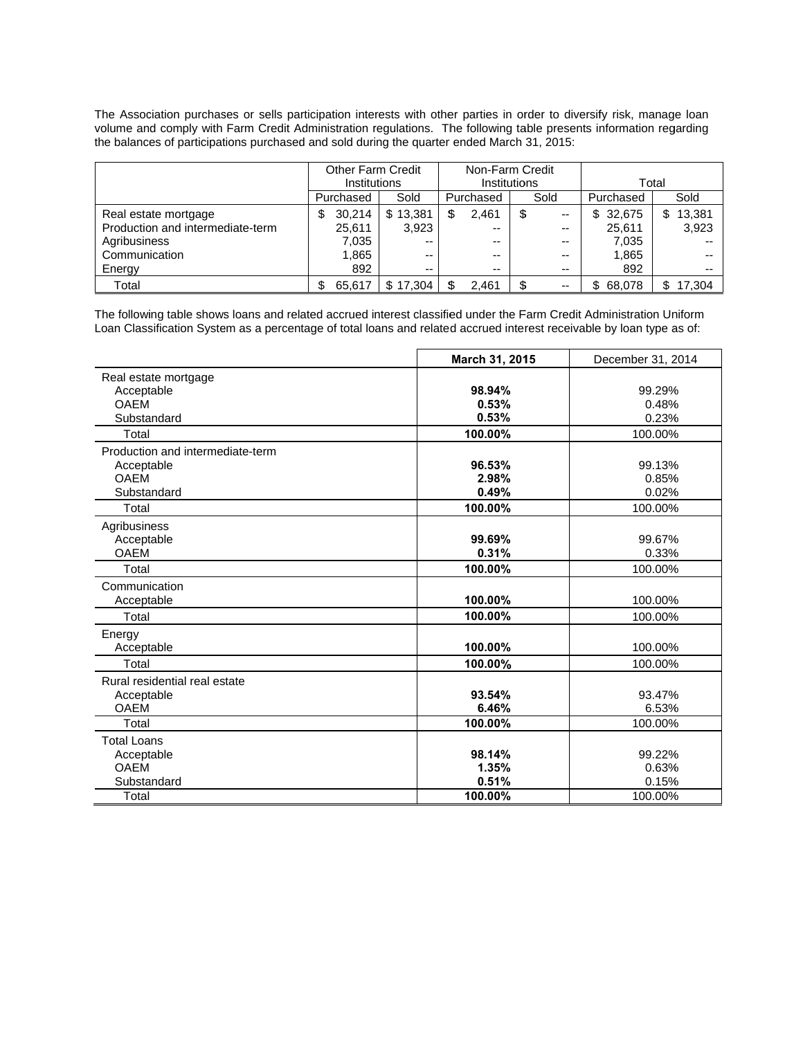The Association purchases or sells participation interests with other parties in order to diversify risk, manage loan volume and comply with Farm Credit Administration regulations. The following table presents information regarding the balances of participations purchased and sold during the quarter ended March 31, 2015:

| | Other Farm Credit Institutions | | Non-Farm Credit Institutions | | Total | |
|---|---|---|---|---|---|---|
| | Purchased | Sold | Purchased | Sold | Purchased | Sold |
| Real estate mortgage | $ 30,214 | $ 13,381 | $ 2,461 | $ -- | $ 32,675 | $ 13,381 |
| Production and intermediate-term | 25,611 | 3,923 | -- | -- | 25,611 | 3,923 |
| Agribusiness | 7,035 | -- | -- | -- | 7,035 | -- |
| Communication | 1,865 | -- | -- | -- | 1,865 | -- |
| Energy | 892 | -- | -- | -- | 892 | -- |
| Total | $ 65,617 | $ 17,304 | $ 2,461 | $ -- | $ 68,078 | $ 17,304 |

The following table shows loans and related accrued interest classified under the Farm Credit Administration Uniform Loan Classification System as a percentage of total loans and related accrued interest receivable by loan type as of:

| | **March 31, 2015** | December 31, 2014 |
|---|---|---|
| Real estate mortgage | | |
| Acceptable | **98.94%** | 99.29% |
| OAEM | **0.53%** | 0.48% |
| Substandard | **0.53%** | 0.23% |
| Total | **100.00%** | 100.00% |
| Production and intermediate-term | | |
| Acceptable | **96.53%** | 99.13% |
| OAEM | **2.98%** | 0.85% |
| Substandard | **0.49%** | 0.02% |
| Total | **100.00%** | 100.00% |
| Agribusiness | | |
| Acceptable | **99.69%** | 99.67% |
| OAEM | **0.31%** | 0.33% |
| Total | **100.00%** | 100.00% |
| Communication | | |
| Acceptable | **100.00%** | 100.00% |
| Total | **100.00%** | 100.00% |
| Energy | | |
| Acceptable | **100.00%** | 100.00% |
| Total | **100.00%** | 100.00% |
| Rural residential real estate | | |
| Acceptable | **93.54%** | 93.47% |
| OAEM | **6.46%** | 6.53% |
| Total | **100.00%** | 100.00% |
| Total Loans | | |
| Acceptable | **98.14%** | 99.22% |
| OAEM | **1.35%** | 0.63% |
| Substandard | **0.51%** | 0.15% |
| Total | **100.00%** | 100.00% |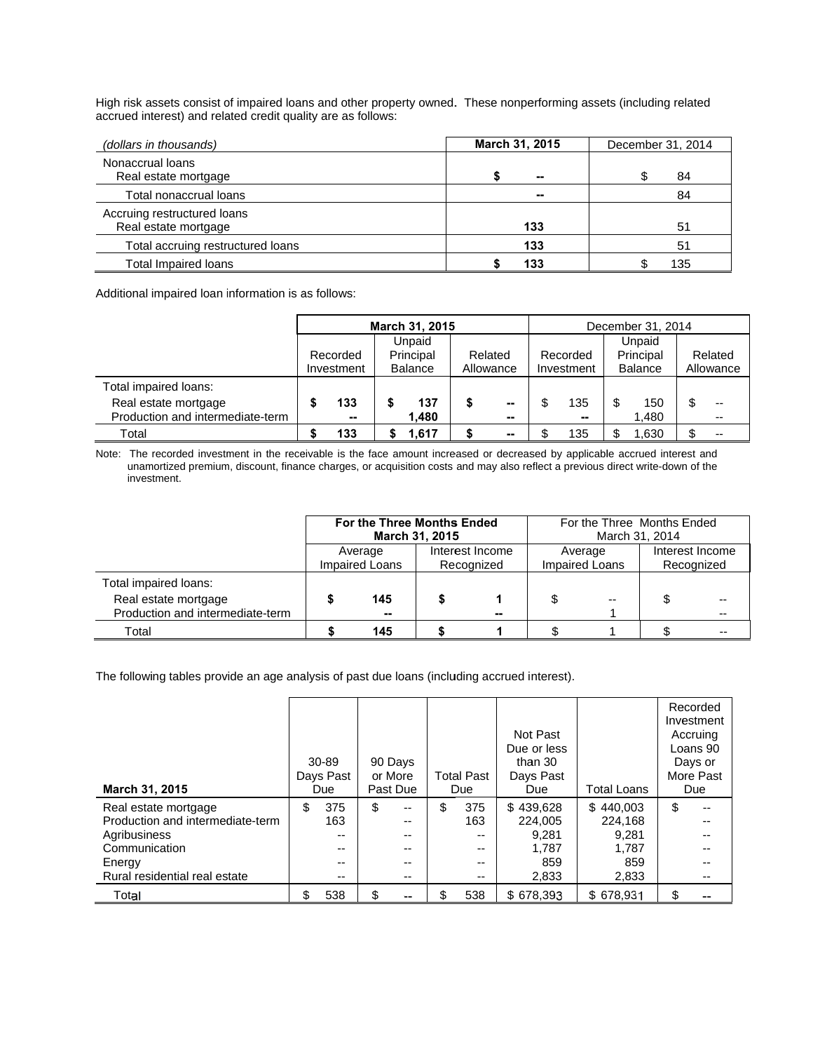High risk assets consist of impaired loans and other property owned. These nonperforming assets (including related accrued interest) and related credit quality are as follows:

| *(dollars in thousands)* | **March 31, 2015** | December 31, 2014 |
|---|---|---|
| Nonaccrual loans | | |
| Real estate mortgage | **$ --** | $ 84 |
| Total nonaccrual loans | **--** | 84 |
| Accruing restructured loans | | |
| Real estate mortgage | **133** | 51 |
| Total accruing restructured loans | **133** | 51 |
| Total Impaired loans | **$ 133** | $ 135 |

Additional impaired loan information is as follows:

| | **March 31, 2015** | | | December 31, 2014 | | |
|---|---|---|---|---|---|---|
| | Recorded Investment | Unpaid Principal Balance | Related Allowance | Recorded Investment | Unpaid Principal Balance | Related Allowance |
| Total impaired loans: | | | | | | |
| Real estate mortgage | **$ 133** | **$ 137** | **$ --** | $ 135 | $ 150 | $ -- |
| Production and intermediate-term | **--** | **1,480** | **--** | **--** | 1,480 | -- |
| Total | **$ 133** | **$ 1,617** | **$ --** | $ 135 | $ 1,630 | $ -- |

Note: The recorded investment in the receivable is the face amount increased or decreased by applicable accrued interest and unamortized premium, discount, finance charges, or acquisition costs and may also reflect a previous direct write-down of the investment.

| | **For the Three Months Ended March 31, 2015** | | For the Three Months Ended March 31, 2014 | |
|---|---|---|---|---|
| | Average Impaired Loans | Interest Income Recognized | Average Impaired Loans | Interest Income Recognized |
| Total impaired loans: | | | | |
| Real estate mortgage | **$ 145** | **$ 1** | $ -- | $ -- |
| Production and intermediate-term | **--** | **--** | 1 | -- |
| Total | **$ 145** | **$ 1** | $ 1 | $ -- |

The following tables provide an age analysis of past due loans (including accrued interest).

| **March 31, 2015** | 30-89 Days Past Due | 90 Days or More Past Due | Total Past Due | Not Past Due or less than 30 Days Past Due | Total Loans | Recorded Investment Accruing Loans 90 Days or More Past Due |
|---|---|---|---|---|---|---|
| Real estate mortgage | $ 375 | $ -- | $ 375 | $ 439,628 | $ 440,003 | $ -- |
| Production and intermediate-term | 163 | -- | 163 | 224,005 | 224,168 | -- |
| Agribusiness | -- | -- | -- | 9,281 | 9,281 | -- |
| Communication | -- | -- | -- | 1,787 | 1,787 | -- |
| Energy | -- | -- | -- | 859 | 859 | -- |
| Rural residential real estate | -- | -- | -- | 2,833 | 2,833 | -- |
| Total | $ 538 | $ -- | $ 538 | $ 678,393 | $ 678,931 | $ -- |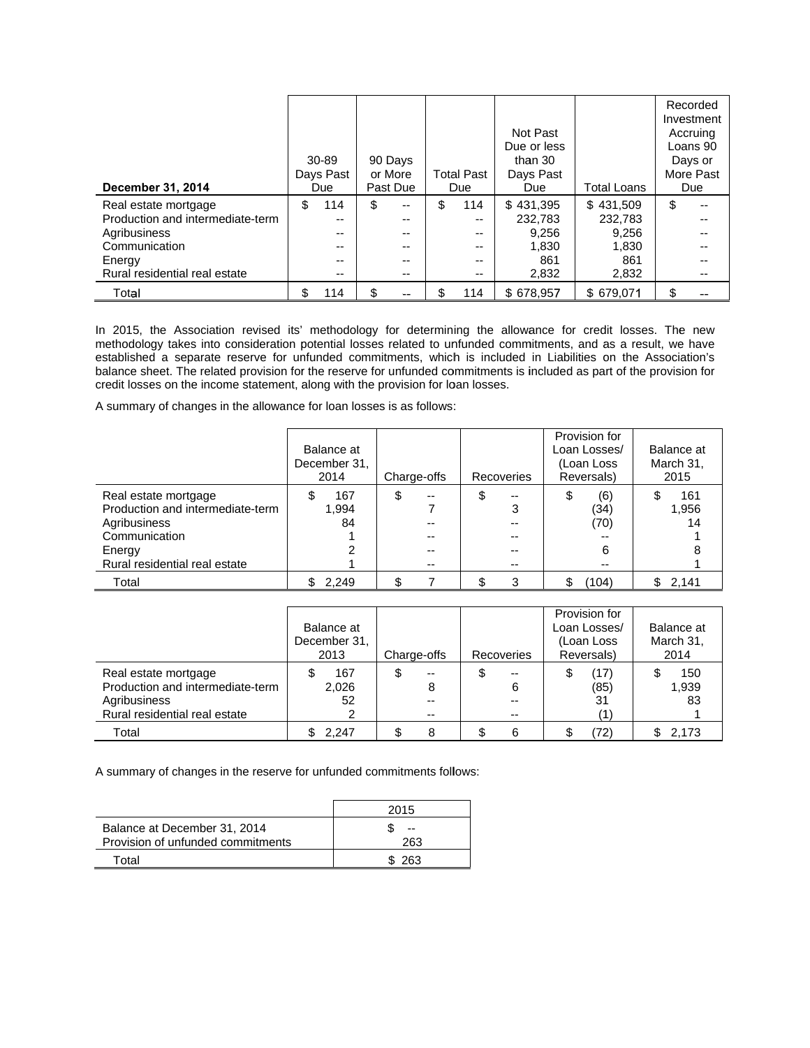| December 31, 2014 | 30-89 Days Past Due | 90 Days or More Past Due | Total Past Due | Not Past Due or less than 30 Days Past Due | Total Loans | Recorded Investment Accruing Loans 90 Days or More Past Due |
|---|---|---|---|---|---|---|
| Real estate mortgage | $ 114 | $ -- | $ 114 | $ 431,395 | $ 431,509 | $ -- |
| Production and intermediate-term | -- | -- | -- | 232,783 | 232,783 | -- |
| Agribusiness | -- | -- | -- | 9,256 | 9,256 | -- |
| Communication | -- | -- | -- | 1,830 | 1,830 | -- |
| Energy | -- | -- | -- | 861 | 861 | -- |
| Rural residential real estate | -- | -- | -- | 2,832 | 2,832 | -- |
| Total | $ 114 | $ -- | $ 114 | $ 678,957 | $ 679,071 | $ -- |

In 2015, the Association revised its' methodology for determining the allowance for credit losses. The new methodology takes into consideration potential losses related to unfunded commitments, and as a result, we have established a separate reserve for unfunded commitments, which is included in Liabilities on the Association's balance sheet. The related provision for the reserve for unfunded commitments is included as part of the provision for credit losses on the income statement, along with the provision for loan losses.

A summary of changes in the allowance for loan losses is as follows:

| | Balance at December 31, 2014 | Charge-offs | Recoveries | Provision for Loan Losses/ (Loan Loss Reversals) | Balance at March 31, 2015 |
|---|---|---|---|---|---|
| Real estate mortgage | $ 167 | $ -- | $ -- | $ (6) | $ 161 |
| Production and intermediate-term | 1,994 | 7 | 3 | (34) | 1,956 |
| Agribusiness | 84 | -- | -- | (70) | 14 |
| Communication | 1 | -- | -- | -- | 1 |
| Energy | 2 | -- | -- | 6 | 8 |
| Rural residential real estate | 1 | -- | -- | -- | 1 |
| Total | $ 2,249 | $ 7 | $ 3 | $ (104) | $ 2,141 |

| | Balance at December 31, 2013 | Charge-offs | Recoveries | Provision for Loan Losses/ (Loan Loss Reversals) | Balance at March 31, 2014 |
|---|---|---|---|---|---|
| Real estate mortgage | $ 167 | $ -- | $ -- | $ (17) | $ 150 |
| Production and intermediate-term | 2,026 | 8 | 6 | (85) | 1,939 |
| Agribusiness | 52 | -- | -- | 31 | 83 |
| Rural residential real estate | 2 | -- | -- | (1) | 1 |
| Total | $ 2,247 | $ 8 | $ 6 | $ (72) | $ 2,173 |

A summary of changes in the reserve for unfunded commitments follows:

| | 2015 |
|---|---|
| Balance at December 31, 2014 | $ -- |
| Provision of unfunded commitments | 263 |
| Total | $ 263 |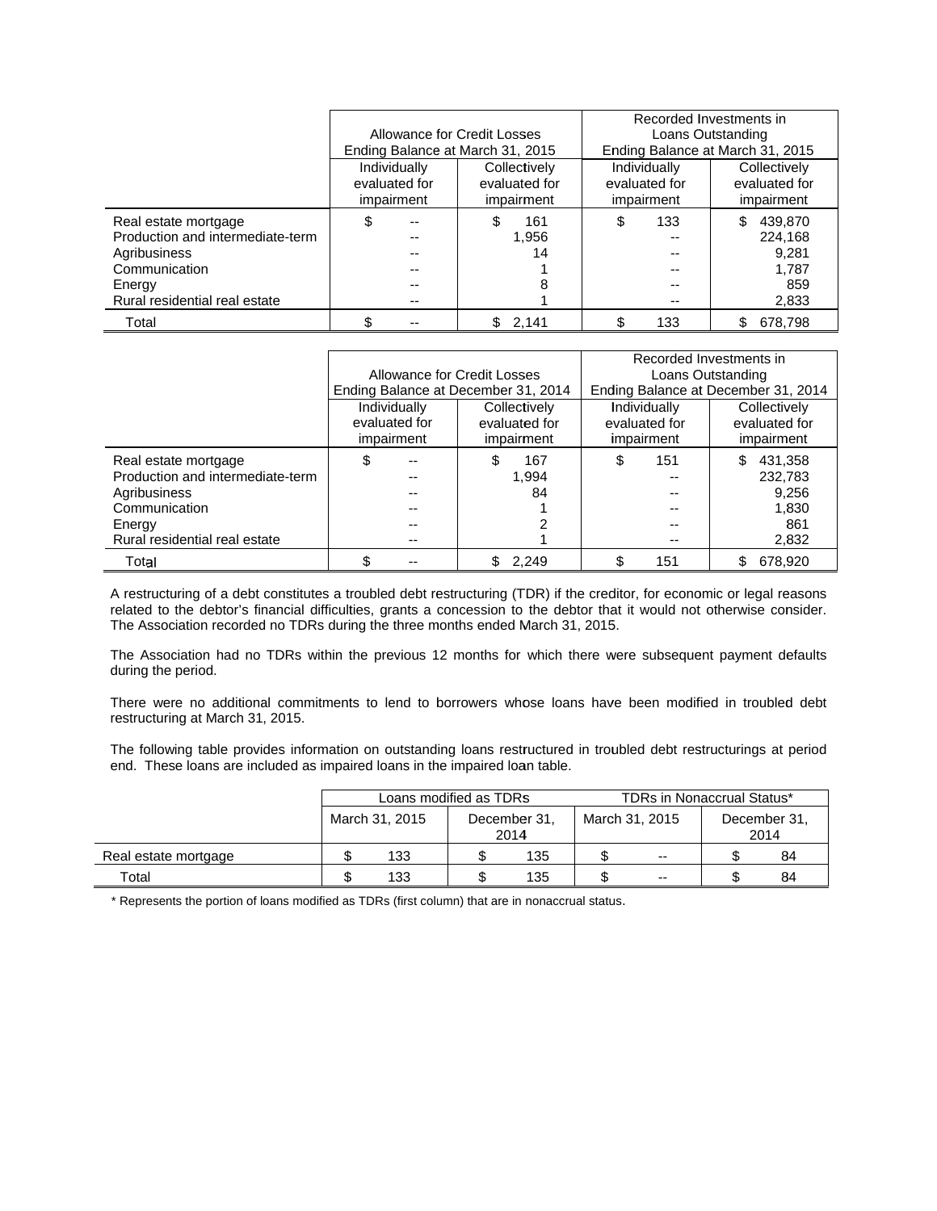| | Allowance for Credit Losses Ending Balance at March 31, 2015 | | Recorded Investments in Loans Outstanding Ending Balance at March 31, 2015 | |
|---|---|---|---|---|
| | Individually evaluated for impairment | Collectively evaluated for impairment | Individually evaluated for impairment | Collectively evaluated for impairment |
| Real estate mortgage | $ -- | $ 161 | $ 133 | $ 439,870 |
| Production and intermediate-term | -- | 1,956 | -- | 224,168 |
| Agribusiness | -- | 14 | -- | 9,281 |
| Communication | -- | 1 | -- | 1,787 |
| Energy | -- | 8 | -- | 859 |
| Rural residential real estate | -- | 1 | -- | 2,833 |
| Total | $ -- | $ 2,141 | $ 133 | $ 678,798 |

| | Allowance for Credit Losses Ending Balance at December 31, 2014 | | Recorded Investments in Loans Outstanding Ending Balance at December 31, 2014 | |
|---|---|---|---|---|
| | Individually evaluated for impairment | Collectively evaluated for impairment | Individually evaluated for impairment | Collectively evaluated for impairment |
| Real estate mortgage | $ -- | $ 167 | $ 151 | $ 431,358 |
| Production and intermediate-term | -- | 1,994 | -- | 232,783 |
| Agribusiness | -- | 84 | -- | 9,256 |
| Communication | -- | 1 | -- | 1,830 |
| Energy | -- | 2 | -- | 861 |
| Rural residential real estate | -- | 1 | -- | 2,832 |
| Total | $ -- | $ 2,249 | $ 151 | $ 678,920 |

A restructuring of a debt constitutes a troubled debt restructuring (TDR) if the creditor, for economic or legal reasons related to the debtor's financial difficulties, grants a concession to the debtor that it would not otherwise consider. The Association recorded no TDRs during the three months ended March 31, 2015.

The Association had no TDRs within the previous 12 months for which there were subsequent payment defaults during the period.

There were no additional commitments to lend to borrowers whose loans have been modified in troubled debt restructuring at March 31, 2015.

The following table provides information on outstanding loans restructured in troubled debt restructurings at period end. These loans are included as impaired loans in the impaired loan table.

| | Loans modified as TDRs | | TDRs in Nonaccrual Status* | |
|---|---|---|---|---|
| | March 31, 2015 | December 31, 2014 | March 31, 2015 | December 31, 2014 |
| Real estate mortgage | $ 133 | $ 135 | $ -- | $ 84 |
| Total | $ 133 | $ 135 | $ -- | $ 84 |

\* Represents the portion of loans modified as TDRs (first column) that are in nonaccrual status.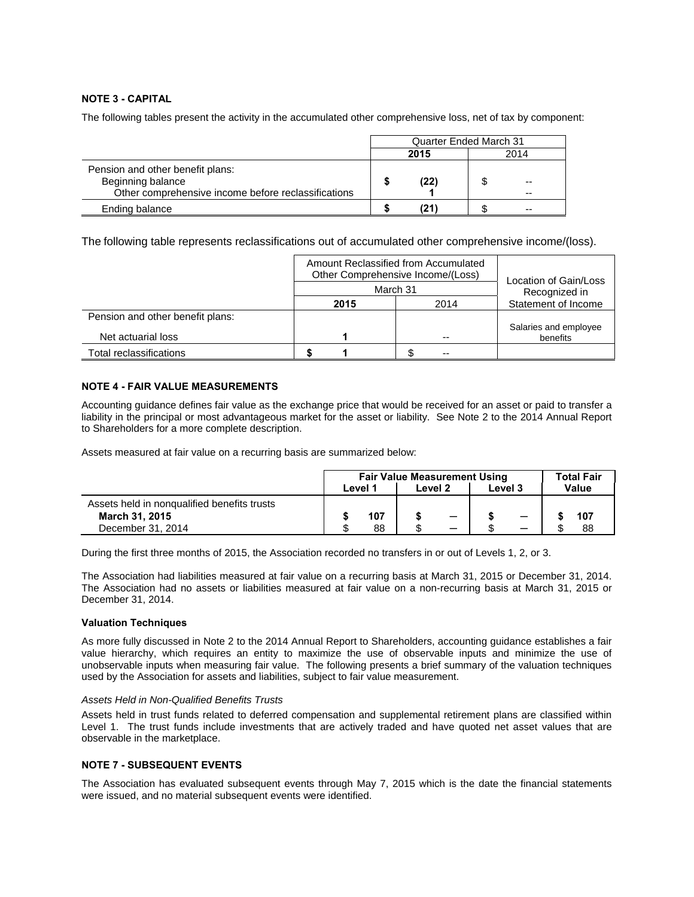**NOTE 3 - CAPITAL**

The following tables present the activity in the accumulated other comprehensive loss, net of tax by component:

| | Quarter Ended March 31 | |
|---|---|---|
| | **2015** | 2014 |
| Pension and other benefit plans: | | |
| Beginning balance | **$ (22)** | $ -- |
| Other comprehensive income before reclassifications | **1** | -- |
| Ending balance | **$ (21)** | $ -- |

The following table represents reclassifications out of accumulated other comprehensive income/(loss).

| | Amount Reclassified from Accumulated Other Comprehensive Income/(Loss) | | Location of Gain/Loss Recognized in Statement of Income |
|---|---|---|---|
| | March 31 | | |
| | **2015** | 2014 | |
| Pension and other benefit plans: | | | |
| Net actuarial loss | **1** | -- | Salaries and employee benefits |
| Total reclassifications | **$ 1** | $ -- | |

**NOTE 4 - FAIR VALUE MEASUREMENTS**

Accounting guidance defines fair value as the exchange price that would be received for an asset or paid to transfer a liability in the principal or most advantageous market for the asset or liability. See Note 2 to the 2014 Annual Report to Shareholders for a more complete description.

Assets measured at fair value on a recurring basis are summarized below:

| | Fair Value Measurement Using | | | Total Fair Value |
|---|---|---|---|---|
| | Level 1 | Level 2 | Level 3 | |
| Assets held in nonqualified benefits trusts | | | | |
| **March 31, 2015** | **$ 107** | **$ —** | **$ —** | **$ 107** |
| December 31, 2014 | $ 88 | $ — | $ — | $ 88 |

During the first three months of 2015, the Association recorded no transfers in or out of Levels 1, 2, or 3.

The Association had liabilities measured at fair value on a recurring basis at March 31, 2015 or December 31, 2014. The Association had no assets or liabilities measured at fair value on a non-recurring basis at March 31, 2015 or December 31, 2014.

**Valuation Techniques**

As more fully discussed in Note 2 to the 2014 Annual Report to Shareholders, accounting guidance establishes a fair value hierarchy, which requires an entity to maximize the use of observable inputs and minimize the use of unobservable inputs when measuring fair value. The following presents a brief summary of the valuation techniques used by the Association for assets and liabilities, subject to fair value measurement.

*Assets Held in Non-Qualified Benefits Trusts*

Assets held in trust funds related to deferred compensation and supplemental retirement plans are classified within Level 1. The trust funds include investments that are actively traded and have quoted net asset values that are observable in the marketplace.

**NOTE 7 - SUBSEQUENT EVENTS**

The Association has evaluated subsequent events through May 7, 2015 which is the date the financial statements were issued, and no material subsequent events were identified.